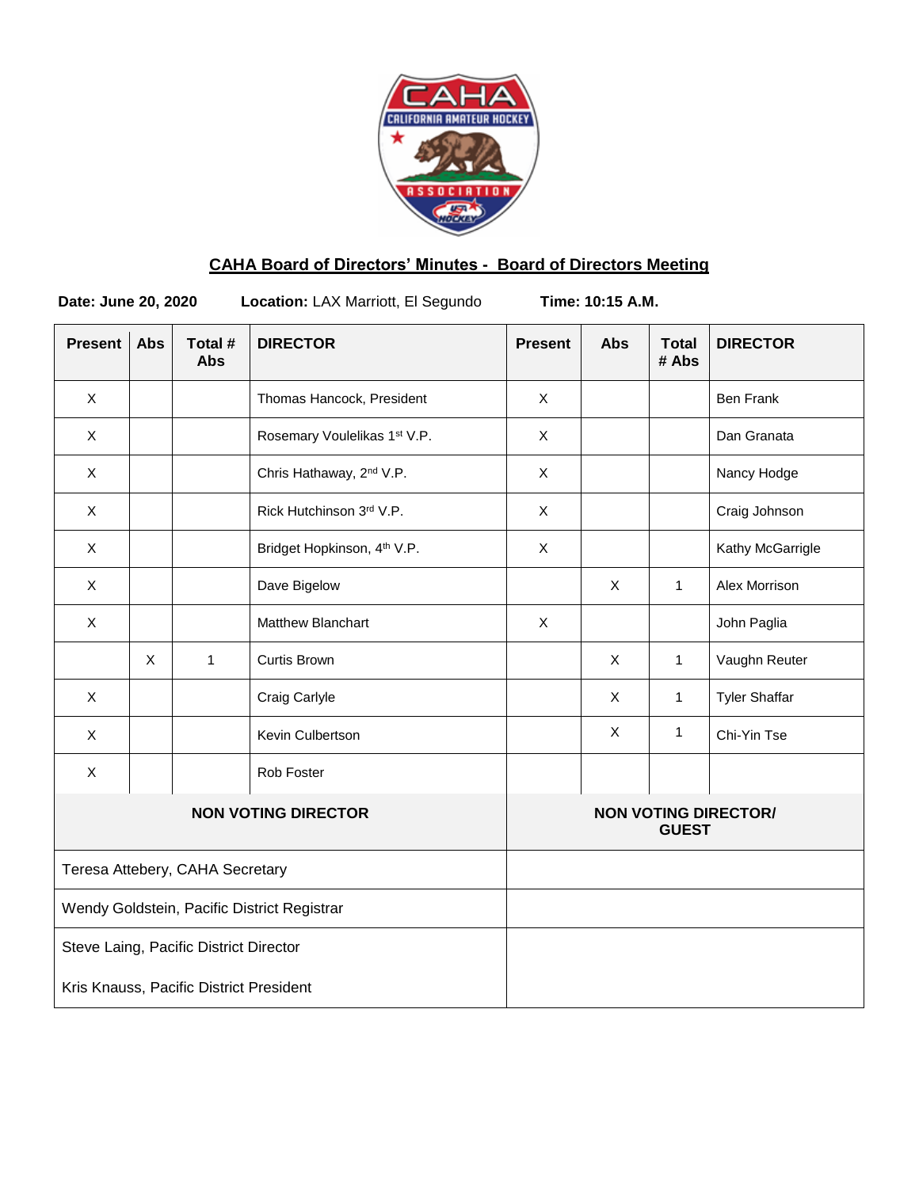## CAHA Board of Directors' Minutes - Board of Directors Meeting

**Date: June 20, 2020** **Location:** LAX Marriott, El Segundo **Time: 10:15 A.M.**

| Present | Abs | Total # Abs | DIRECTOR | Present | Abs | Total # Abs | DIRECTOR |
|---|---|---|---|---|---|---|---|
| X | | | Thomas Hancock, President | X | | | Ben Frank |
| X | | | Rosemary Voulelikas 1st V.P. | X | | | Dan Granata |
| X | | | Chris Hathaway, 2nd V.P. | X | | | Nancy Hodge |
| X | | | Rick Hutchinson 3rd V.P. | X | | | Craig Johnson |
| X | | | Bridget Hopkinson, 4th V.P. | X | | | Kathy McGarrigle |
| X | | | Dave Bigelow | | X | 1 | Alex Morrison |
| X | | | Matthew Blanchart | X | | | John Paglia |
| | X | 1 | Curtis Brown | | X | 1 | Vaughn Reuter |
| X | | | Craig Carlyle | | X | 1 | Tyler Shaffar |
| X | | | Kevin Culbertson | | X | 1 | Chi-Yin Tse |
| X | | | Rob Foster | | | | |

| NON VOTING DIRECTOR | NON VOTING DIRECTOR/ GUEST |
|---|---|
| Teresa Attebery, CAHA Secretary | |
| Wendy Goldstein, Pacific District Registrar | |
| Steve Laing, Pacific District Director | |
| Kris Knauss, Pacific District President | |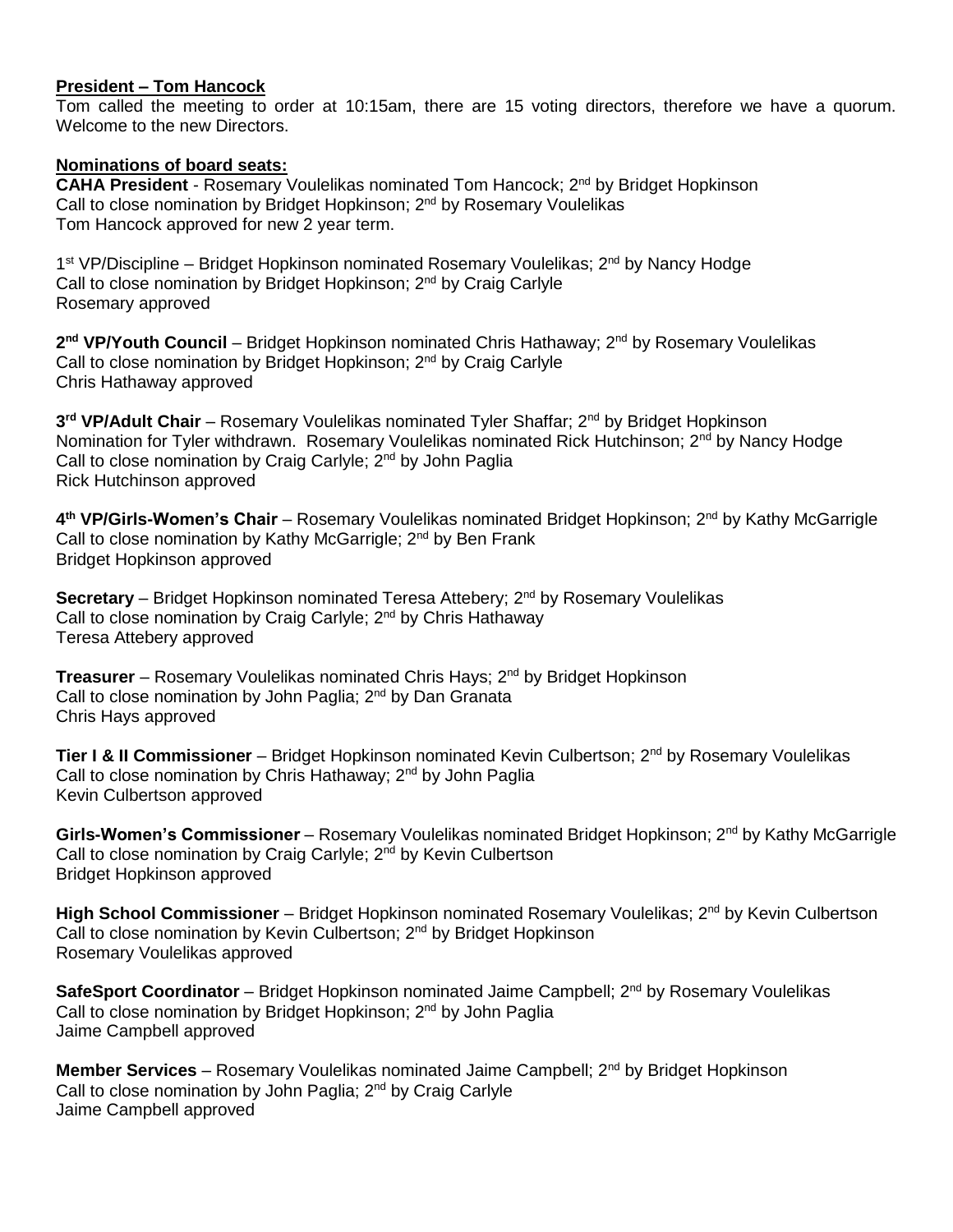**President – Tom Hancock**

Tom called the meeting to order at 10:15am, there are 15 voting directors, therefore we have a quorum. Welcome to the new Directors.

**Nominations of board seats:**

**CAHA President** - Rosemary Voulelikas nominated Tom Hancock; 2nd by Bridget Hopkinson
Call to close nomination by Bridget Hopkinson; 2nd by Rosemary Voulelikas
Tom Hancock approved for new 2 year term.

1st VP/Discipline – Bridget Hopkinson nominated Rosemary Voulelikas; 2nd by Nancy Hodge
Call to close nomination by Bridget Hopkinson; 2nd by Craig Carlyle
Rosemary approved

**2nd VP/Youth Council** – Bridget Hopkinson nominated Chris Hathaway; 2nd by Rosemary Voulelikas
Call to close nomination by Bridget Hopkinson; 2nd by Craig Carlyle
Chris Hathaway approved

**3rd VP/Adult Chair** – Rosemary Voulelikas nominated Tyler Shaffar; 2nd by Bridget Hopkinson
Nomination for Tyler withdrawn. Rosemary Voulelikas nominated Rick Hutchinson; 2nd by Nancy Hodge
Call to close nomination by Craig Carlyle; 2nd by John Paglia
Rick Hutchinson approved

**4th VP/Girls-Women's Chair** – Rosemary Voulelikas nominated Bridget Hopkinson; 2nd by Kathy McGarrigle
Call to close nomination by Kathy McGarrigle; 2nd by Ben Frank
Bridget Hopkinson approved

**Secretary** – Bridget Hopkinson nominated Teresa Attebery; 2nd by Rosemary Voulelikas
Call to close nomination by Craig Carlyle; 2nd by Chris Hathaway
Teresa Attebery approved

**Treasurer** – Rosemary Voulelikas nominated Chris Hays; 2nd by Bridget Hopkinson
Call to close nomination by John Paglia; 2nd by Dan Granata
Chris Hays approved

**Tier I & II Commissioner** – Bridget Hopkinson nominated Kevin Culbertson; 2nd by Rosemary Voulelikas
Call to close nomination by Chris Hathaway; 2nd by John Paglia
Kevin Culbertson approved

**Girls-Women's Commissioner** – Rosemary Voulelikas nominated Bridget Hopkinson; 2nd by Kathy McGarrigle
Call to close nomination by Craig Carlyle; 2nd by Kevin Culbertson
Bridget Hopkinson approved

**High School Commissioner** – Bridget Hopkinson nominated Rosemary Voulelikas; 2nd by Kevin Culbertson
Call to close nomination by Kevin Culbertson; 2nd by Bridget Hopkinson
Rosemary Voulelikas approved

**SafeSport Coordinator** – Bridget Hopkinson nominated Jaime Campbell; 2nd by Rosemary Voulelikas
Call to close nomination by Bridget Hopkinson; 2nd by John Paglia
Jaime Campbell approved

**Member Services** – Rosemary Voulelikas nominated Jaime Campbell; 2nd by Bridget Hopkinson
Call to close nomination by John Paglia; 2nd by Craig Carlyle
Jaime Campbell approved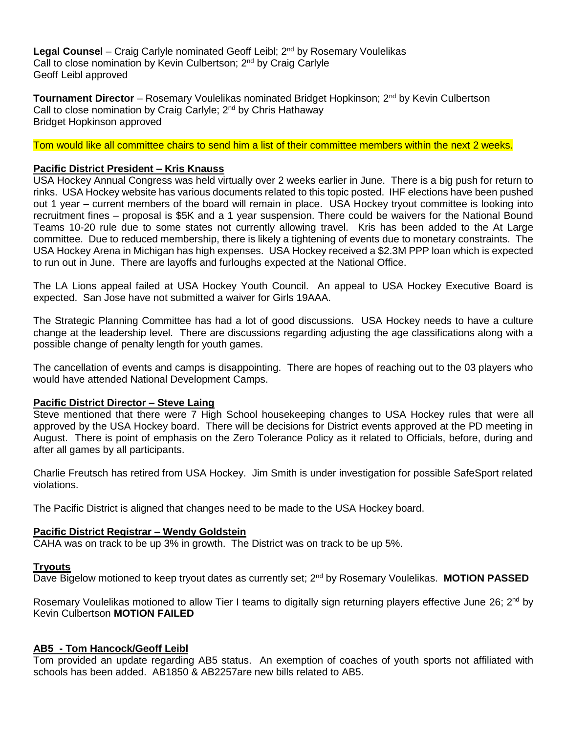**Legal Counsel** – Craig Carlyle nominated Geoff Leibl; 2nd by Rosemary Voulelikas
Call to close nomination by Kevin Culbertson; 2nd by Craig Carlyle
Geoff Leibl approved

**Tournament Director** – Rosemary Voulelikas nominated Bridget Hopkinson; 2nd by Kevin Culbertson
Call to close nomination by Craig Carlyle; 2nd by Chris Hathaway
Bridget Hopkinson approved

Tom would like all committee chairs to send him a list of their committee members within the next 2 weeks.

**Pacific District President – Kris Knauss**

USA Hockey Annual Congress was held virtually over 2 weeks earlier in June. There is a big push for return to rinks. USA Hockey website has various documents related to this topic posted. IHF elections have been pushed out 1 year – current members of the board will remain in place. USA Hockey tryout committee is looking into recruitment fines – proposal is $5K and a 1 year suspension. There could be waivers for the National Bound Teams 10-20 rule due to some states not currently allowing travel. Kris has been added to the At Large committee. Due to reduced membership, there is likely a tightening of events due to monetary constraints. The USA Hockey Arena in Michigan has high expenses. USA Hockey received a $2.3M PPP loan which is expected to run out in June. There are layoffs and furloughs expected at the National Office.

The LA Lions appeal failed at USA Hockey Youth Council. An appeal to USA Hockey Executive Board is expected. San Jose have not submitted a waiver for Girls 19AAA.

The Strategic Planning Committee has had a lot of good discussions. USA Hockey needs to have a culture change at the leadership level. There are discussions regarding adjusting the age classifications along with a possible change of penalty length for youth games.

The cancellation of events and camps is disappointing. There are hopes of reaching out to the 03 players who would have attended National Development Camps.

**Pacific District Director – Steve Laing**

Steve mentioned that there were 7 High School housekeeping changes to USA Hockey rules that were all approved by the USA Hockey board. There will be decisions for District events approved at the PD meeting in August. There is point of emphasis on the Zero Tolerance Policy as it related to Officials, before, during and after all games by all participants.

Charlie Freutsch has retired from USA Hockey. Jim Smith is under investigation for possible SafeSport related violations.

The Pacific District is aligned that changes need to be made to the USA Hockey board.

**Pacific District Registrar – Wendy Goldstein**

CAHA was on track to be up 3% in growth. The District was on track to be up 5%.

**Tryouts**

Dave Bigelow motioned to keep tryout dates as currently set; 2nd by Rosemary Voulelikas. **MOTION PASSED**

Rosemary Voulelikas motioned to allow Tier I teams to digitally sign returning players effective June 26; 2nd by Kevin Culbertson **MOTION FAILED**

**AB5 - Tom Hancock/Geoff Leibl**

Tom provided an update regarding AB5 status. An exemption of coaches of youth sports not affiliated with schools has been added. AB1850 & AB2257are new bills related to AB5.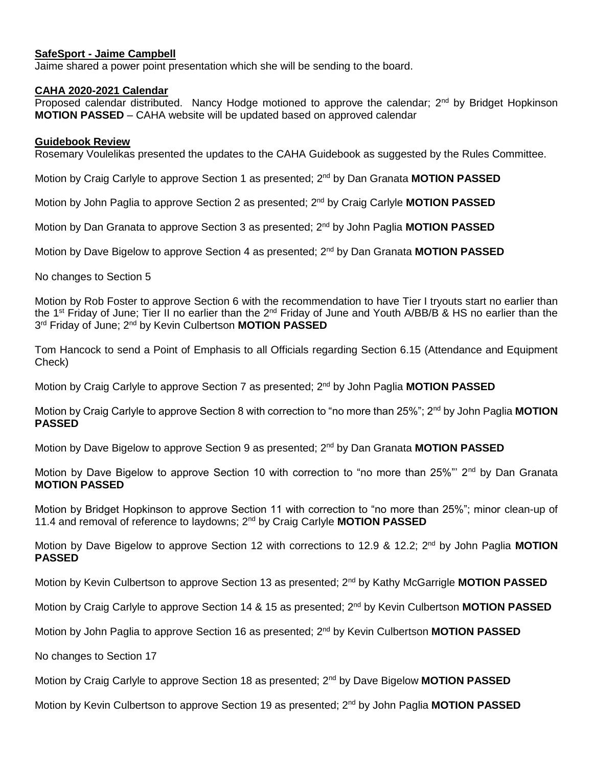**SafeSport - Jaime Campbell**

Jaime shared a power point presentation which she will be sending to the board.

**CAHA 2020-2021 Calendar**

Proposed calendar distributed. Nancy Hodge motioned to approve the calendar; 2nd by Bridget Hopkinson **MOTION PASSED** – CAHA website will be updated based on approved calendar

**Guidebook Review**

Rosemary Voulelikas presented the updates to the CAHA Guidebook as suggested by the Rules Committee.

Motion by Craig Carlyle to approve Section 1 as presented; 2nd by Dan Granata **MOTION PASSED**

Motion by John Paglia to approve Section 2 as presented; 2nd by Craig Carlyle **MOTION PASSED**

Motion by Dan Granata to approve Section 3 as presented; 2nd by John Paglia **MOTION PASSED**

Motion by Dave Bigelow to approve Section 4 as presented; 2nd by Dan Granata **MOTION PASSED**

No changes to Section 5

Motion by Rob Foster to approve Section 6 with the recommendation to have Tier I tryouts start no earlier than the 1st Friday of June; Tier II no earlier than the 2nd Friday of June and Youth A/BB/B & HS no earlier than the 3rd Friday of June; 2nd by Kevin Culbertson **MOTION PASSED**

Tom Hancock to send a Point of Emphasis to all Officials regarding Section 6.15 (Attendance and Equipment Check)

Motion by Craig Carlyle to approve Section 7 as presented; 2nd by John Paglia **MOTION PASSED**

Motion by Craig Carlyle to approve Section 8 with correction to "no more than 25%"; 2nd by John Paglia **MOTION PASSED**

Motion by Dave Bigelow to approve Section 9 as presented; 2nd by Dan Granata **MOTION PASSED**

Motion by Dave Bigelow to approve Section 10 with correction to "no more than 25%"' 2nd by Dan Granata **MOTION PASSED**

Motion by Bridget Hopkinson to approve Section 11 with correction to "no more than 25%"; minor clean-up of 11.4 and removal of reference to laydowns; 2nd by Craig Carlyle **MOTION PASSED**

Motion by Dave Bigelow to approve Section 12 with corrections to 12.9 & 12.2; 2nd by John Paglia **MOTION PASSED**

Motion by Kevin Culbertson to approve Section 13 as presented; 2nd by Kathy McGarrigle **MOTION PASSED**

Motion by Craig Carlyle to approve Section 14 & 15 as presented; 2nd by Kevin Culbertson **MOTION PASSED**

Motion by John Paglia to approve Section 16 as presented; 2nd by Kevin Culbertson **MOTION PASSED**

No changes to Section 17

Motion by Craig Carlyle to approve Section 18 as presented; 2nd by Dave Bigelow **MOTION PASSED**

Motion by Kevin Culbertson to approve Section 19 as presented; 2nd by John Paglia **MOTION PASSED**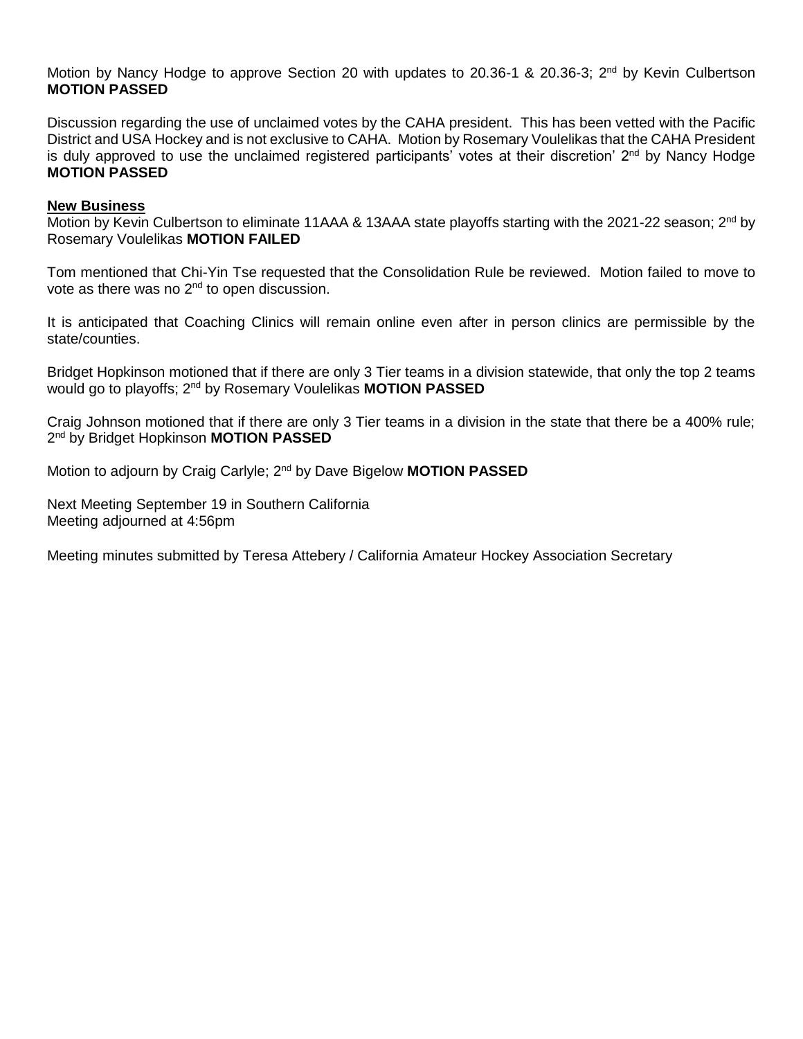Motion by Nancy Hodge to approve Section 20 with updates to 20.36-1 & 20.36-3; 2nd by Kevin Culbertson **MOTION PASSED**

Discussion regarding the use of unclaimed votes by the CAHA president. This has been vetted with the Pacific District and USA Hockey and is not exclusive to CAHA. Motion by Rosemary Voulelikas that the CAHA President is duly approved to use the unclaimed registered participants' votes at their discretion' 2nd by Nancy Hodge **MOTION PASSED**

**New Business**

Motion by Kevin Culbertson to eliminate 11AAA & 13AAA state playoffs starting with the 2021-22 season; 2nd by Rosemary Voulelikas **MOTION FAILED**

Tom mentioned that Chi-Yin Tse requested that the Consolidation Rule be reviewed. Motion failed to move to vote as there was no 2nd to open discussion.

It is anticipated that Coaching Clinics will remain online even after in person clinics are permissible by the state/counties.

Bridget Hopkinson motioned that if there are only 3 Tier teams in a division statewide, that only the top 2 teams would go to playoffs; 2nd by Rosemary Voulelikas **MOTION PASSED**

Craig Johnson motioned that if there are only 3 Tier teams in a division in the state that there be a 400% rule; 2nd by Bridget Hopkinson **MOTION PASSED**

Motion to adjourn by Craig Carlyle; 2nd by Dave Bigelow **MOTION PASSED**

Next Meeting September 19 in Southern California
Meeting adjourned at 4:56pm

Meeting minutes submitted by Teresa Attebery / California Amateur Hockey Association Secretary